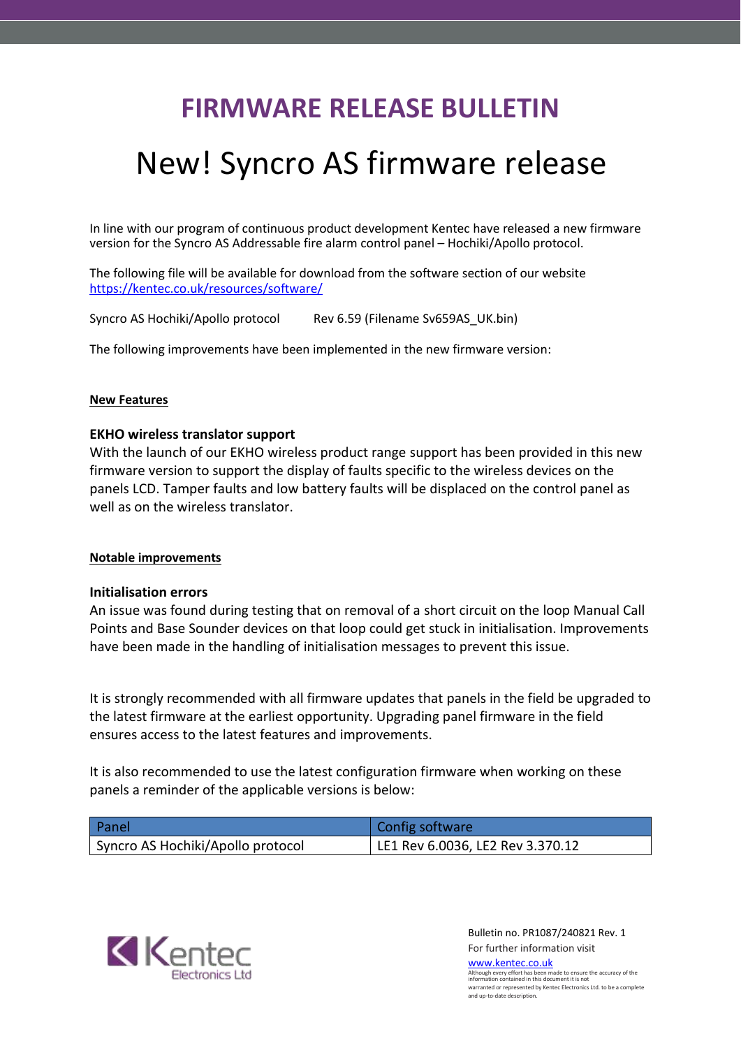# FIRMWARE RELEASE BULLETIN

## New! Syncro AS firmware release

In line with our program of continuous product development Kentec have released a new firmware version for the Syncro AS Addressable fire alarm control panel – Hochiki/Apollo protocol.

The following file will be available for download from the software section of our website https://kentec.co.uk/resources/software/

Syncro AS Hochiki/Apollo protocol Rev 6.59 (Filename Sv659AS_UK.bin)

The following improvements have been implemented in the new firmware version:

**New Features**

**EKHO wireless translator support**

With the launch of our EKHO wireless product range support has been provided in this new firmware version to support the display of faults specific to the wireless devices on the panels LCD. Tamper faults and low battery faults will be displaced on the control panel as well as on the wireless translator.

**Notable improvements**

**Initialisation errors**

An issue was found during testing that on removal of a short circuit on the loop Manual Call Points and Base Sounder devices on that loop could get stuck in initialisation. Improvements have been made in the handling of initialisation messages to prevent this issue.

It is strongly recommended with all firmware updates that panels in the field be upgraded to the latest firmware at the earliest opportunity. Upgrading panel firmware in the field ensures access to the latest features and improvements.

It is also recommended to use the latest configuration firmware when working on these panels a reminder of the applicable versions is below:

| Panel | Config software |
|---|---|
| Syncro AS Hochiki/Apollo protocol | LE1 Rev 6.0036, LE2 Rev 3.370.12 |

Kentec Electronics Ltd

Bulletin no. PR1087/240821 Rev. 1

For further information visit www.kentec.co.uk

Although every effort has been made to ensure the accuracy of the information contained in this document it is not warranted or represented by Kentec Electronics Ltd. to be a complete and up-to-date description.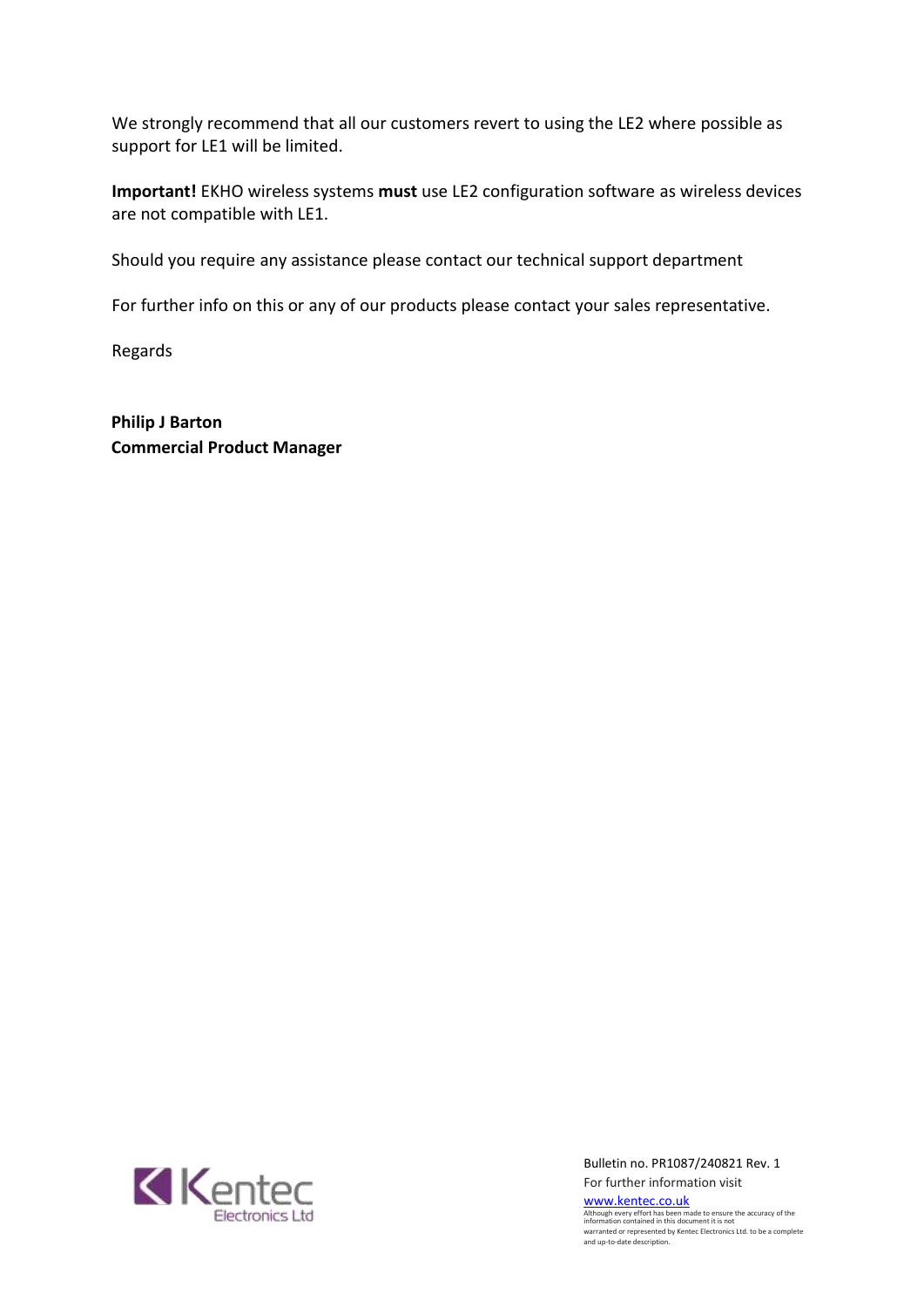We strongly recommend that all our customers revert to using the LE2 where possible as support for LE1 will be limited.

**Important!** EKHO wireless systems **must** use LE2 configuration software as wireless devices are not compatible with LE1.

Should you require any assistance please contact our technical support department

For further info on this or any of our products please contact your sales representative.

Regards

**Philip J Barton**
**Commercial Product Manager**

Bulletin no. PR1087/240821 Rev. 1
For further information visit
www.kentec.co.uk
Although every effort has been made to ensure the accuracy of the information contained in this document it is not warranted or represented by Kentec Electronics Ltd. to be a complete and up-to-date description.